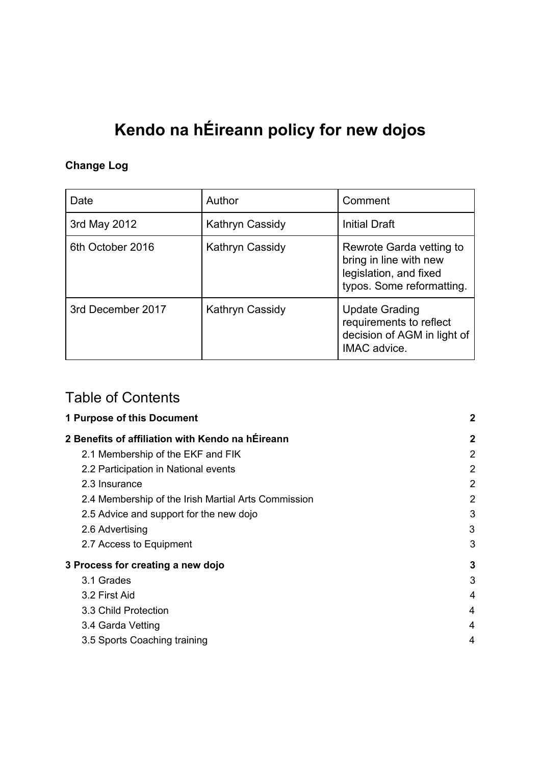# Kendo na hÉireann policy for new dojos

**Change Log**

| Date | Author | Comment |
|---|---|---|
| 3rd May 2012 | Kathryn Cassidy | Initial Draft |
| 6th October 2016 | Kathryn Cassidy | Rewrote Garda vetting to bring in line with new legislation, and fixed typos. Some reformatting. |
| 3rd December 2017 | Kathryn Cassidy | Update Grading requirements to reflect decision of AGM in light of IMAC advice. |

## Table of Contents

**1 Purpose of this Document** **2**

**2 Benefits of affiliation with Kendo na hÉireann** **2**

- 2.1 Membership of the EKF and FIK 2
- 2.2 Participation in National events 2
- 2.3 Insurance 2
- 2.4 Membership of the Irish Martial Arts Commission 2
- 2.5 Advice and support for the new dojo 3
- 2.6 Advertising 3
- 2.7 Access to Equipment 3

**3 Process for creating a new dojo** **3**

- 3.1 Grades 3
- 3.2 First Aid 4
- 3.3 Child Protection 4
- 3.4 Garda Vetting 4
- 3.5 Sports Coaching training 4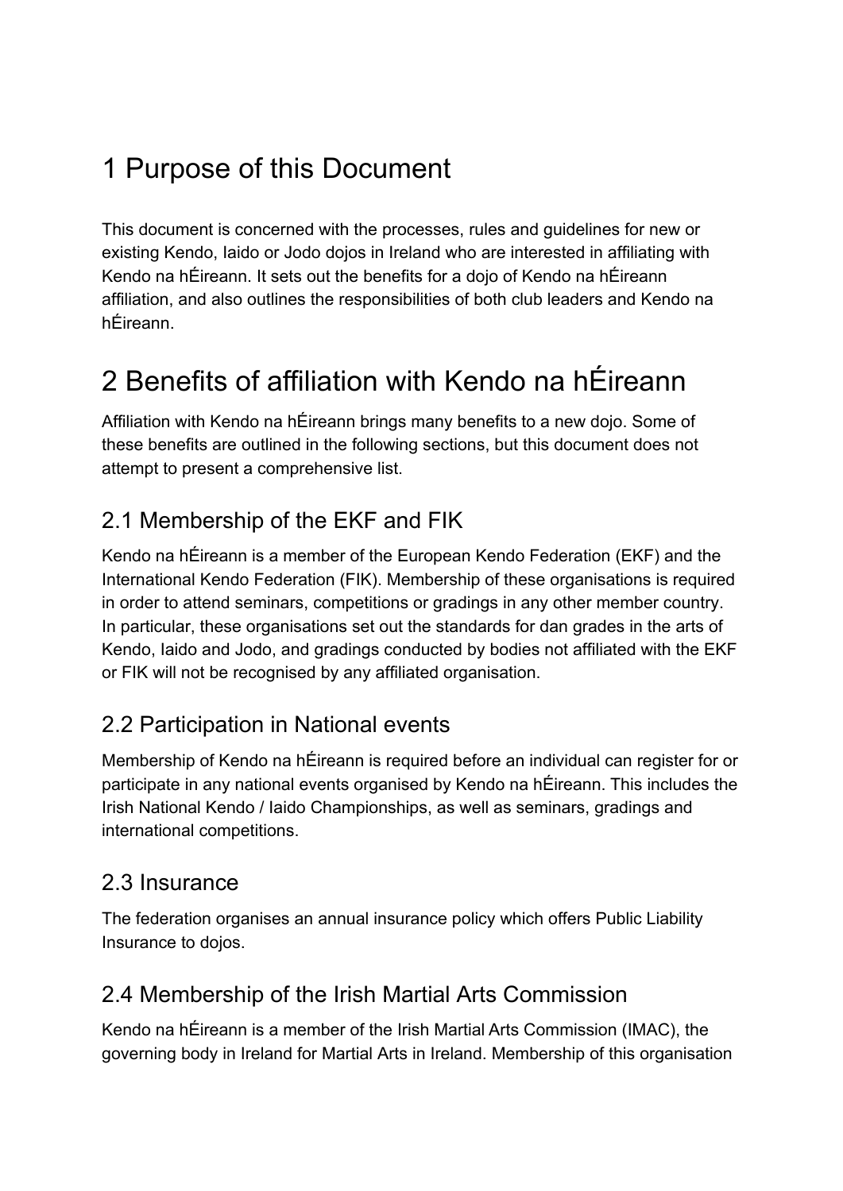# 1 Purpose of this Document

This document is concerned with the processes, rules and guidelines for new or existing Kendo, Iaido or Jodo dojos in Ireland who are interested in affiliating with Kendo na hÉireann. It sets out the benefits for a dojo of Kendo na hÉireann affiliation, and also outlines the responsibilities of both club leaders and Kendo na hÉireann.

# 2 Benefits of affiliation with Kendo na hÉireann

Affiliation with Kendo na hÉireann brings many benefits to a new dojo. Some of these benefits are outlined in the following sections, but this document does not attempt to present a comprehensive list.

## 2.1 Membership of the EKF and FIK

Kendo na hÉireann is a member of the European Kendo Federation (EKF) and the International Kendo Federation (FIK). Membership of these organisations is required in order to attend seminars, competitions or gradings in any other member country. In particular, these organisations set out the standards for dan grades in the arts of Kendo, Iaido and Jodo, and gradings conducted by bodies not affiliated with the EKF or FIK will not be recognised by any affiliated organisation.

## 2.2 Participation in National events

Membership of Kendo na hÉireann is required before an individual can register for or participate in any national events organised by Kendo na hÉireann. This includes the Irish National Kendo / Iaido Championships, as well as seminars, gradings and international competitions.

## 2.3 Insurance

The federation organises an annual insurance policy which offers Public Liability Insurance to dojos.

## 2.4 Membership of the Irish Martial Arts Commission

Kendo na hÉireann is a member of the Irish Martial Arts Commission (IMAC), the governing body in Ireland for Martial Arts in Ireland. Membership of this organisation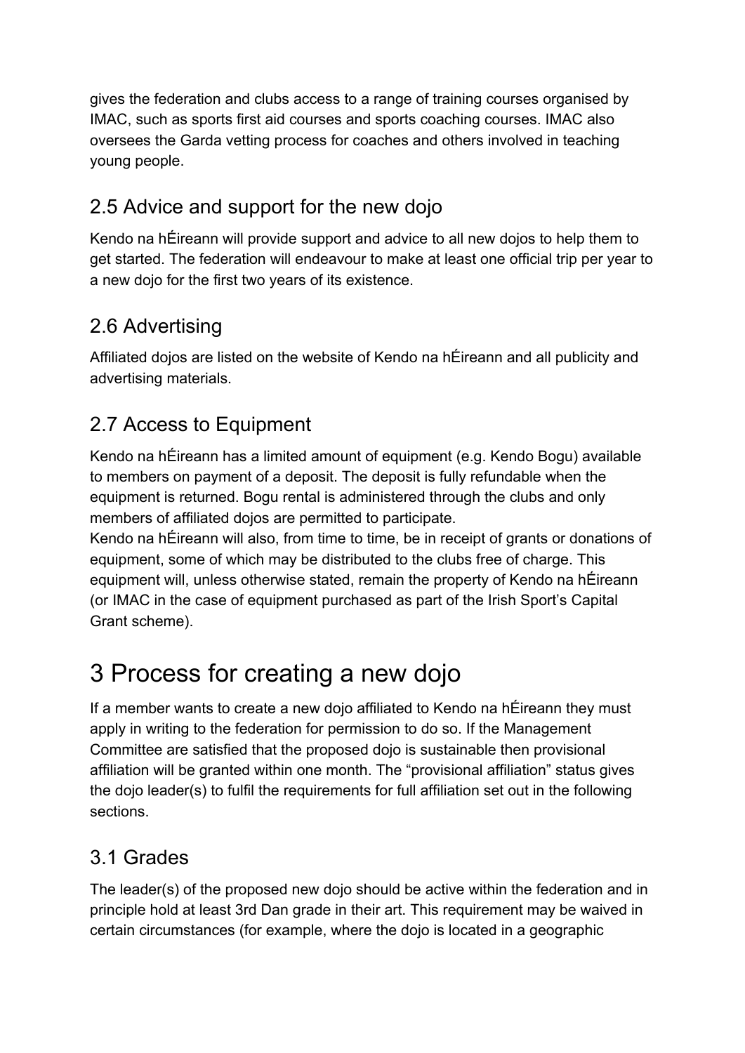gives the federation and clubs access to a range of training courses organised by IMAC, such as sports first aid courses and sports coaching courses. IMAC also oversees the Garda vetting process for coaches and others involved in teaching young people.

## 2.5 Advice and support for the new dojo

Kendo na hÉireann will provide support and advice to all new dojos to help them to get started. The federation will endeavour to make at least one official trip per year to a new dojo for the first two years of its existence.

## 2.6 Advertising

Affiliated dojos are listed on the website of Kendo na hÉireann and all publicity and advertising materials.

## 2.7 Access to Equipment

Kendo na hÉireann has a limited amount of equipment (e.g. Kendo Bogu) available to members on payment of a deposit. The deposit is fully refundable when the equipment is returned. Bogu rental is administered through the clubs and only members of affiliated dojos are permitted to participate.
Kendo na hÉireann will also, from time to time, be in receipt of grants or donations of equipment, some of which may be distributed to the clubs free of charge. This equipment will, unless otherwise stated, remain the property of Kendo na hÉireann (or IMAC in the case of equipment purchased as part of the Irish Sport's Capital Grant scheme).

# 3 Process for creating a new dojo

If a member wants to create a new dojo affiliated to Kendo na hÉireann they must apply in writing to the federation for permission to do so. If the Management Committee are satisfied that the proposed dojo is sustainable then provisional affiliation will be granted within one month. The "provisional affiliation" status gives the dojo leader(s) to fulfil the requirements for full affiliation set out in the following sections.

## 3.1 Grades

The leader(s) of the proposed new dojo should be active within the federation and in principle hold at least 3rd Dan grade in their art. This requirement may be waived in certain circumstances (for example, where the dojo is located in a geographic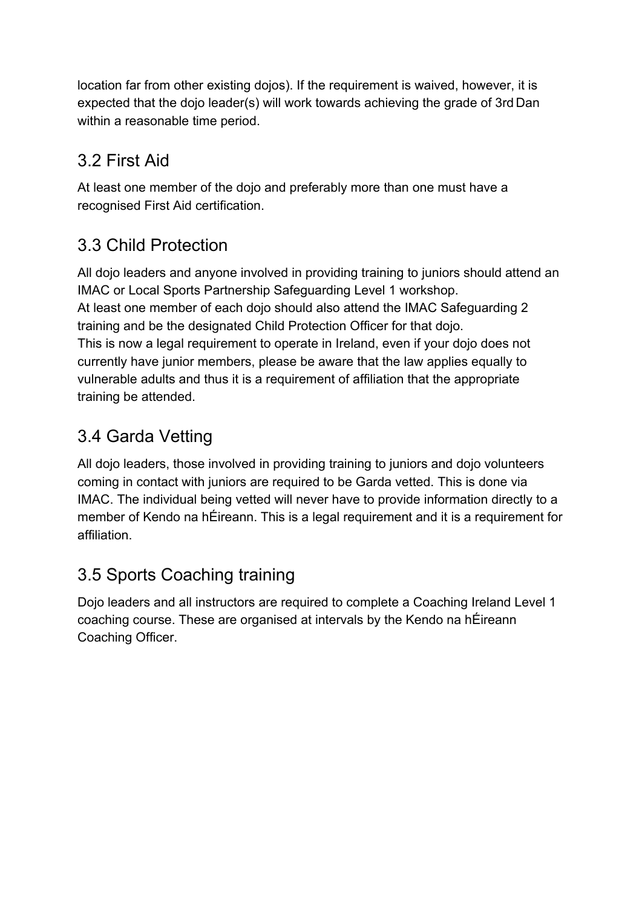location far from other existing dojos). If the requirement is waived, however, it is expected that the dojo leader(s) will work towards achieving the grade of 3rd Dan within a reasonable time period.

## 3.2 First Aid

At least one member of the dojo and preferably more than one must have a recognised First Aid certification.

## 3.3 Child Protection

All dojo leaders and anyone involved in providing training to juniors should attend an IMAC or Local Sports Partnership Safeguarding Level 1 workshop.
At least one member of each dojo should also attend the IMAC Safeguarding 2 training and be the designated Child Protection Officer for that dojo.
This is now a legal requirement to operate in Ireland, even if your dojo does not currently have junior members, please be aware that the law applies equally to vulnerable adults and thus it is a requirement of affiliation that the appropriate training be attended.

## 3.4 Garda Vetting

All dojo leaders, those involved in providing training to juniors and dojo volunteers coming in contact with juniors are required to be Garda vetted. This is done via IMAC. The individual being vetted will never have to provide information directly to a member of Kendo na hÉireann. This is a legal requirement and it is a requirement for affiliation.

## 3.5 Sports Coaching training

Dojo leaders and all instructors are required to complete a Coaching Ireland Level 1 coaching course. These are organised at intervals by the Kendo na hÉireann Coaching Officer.